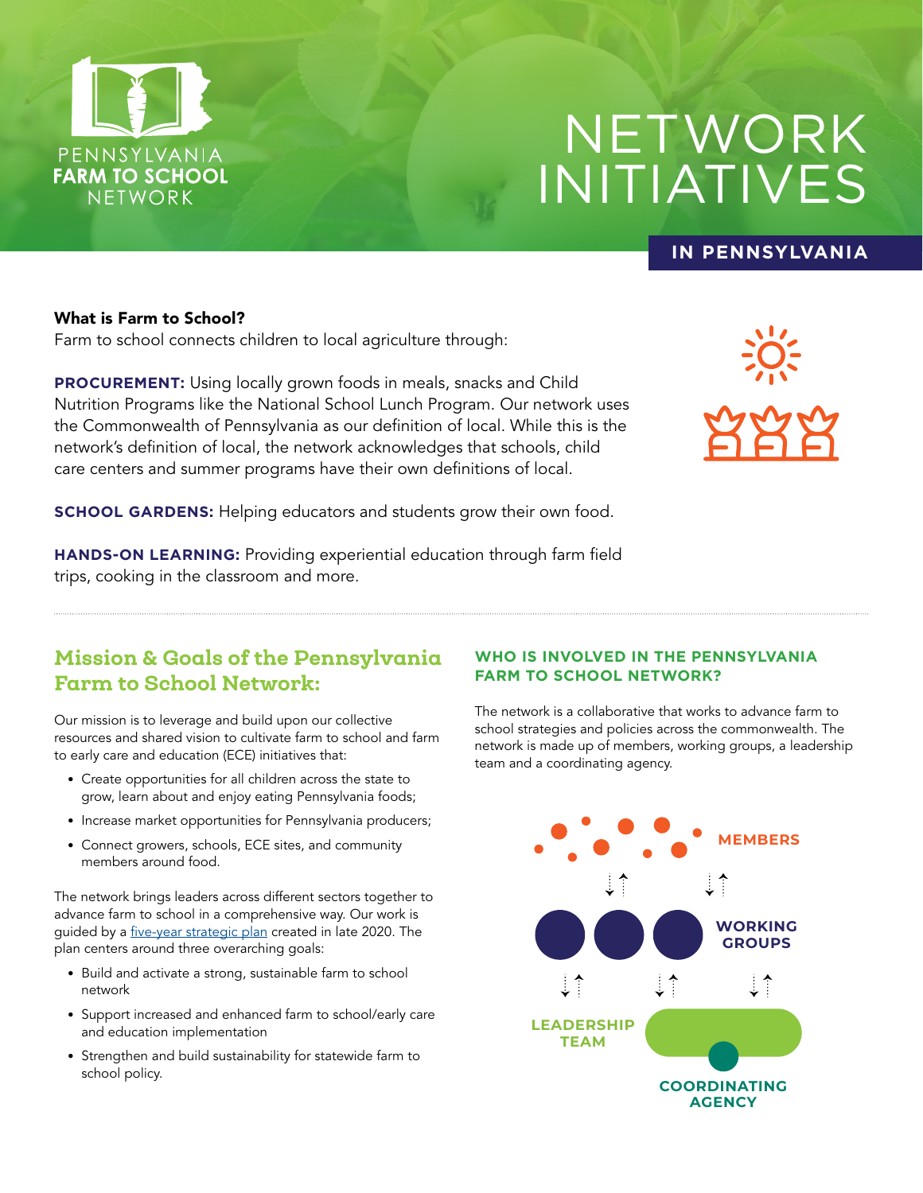PENNSYLVANIA
**FARM TO SCHOOL**
NETWORK

# NETWORK INITIATIVES

**IN PENNSYLVANIA**

### What is Farm to School?

Farm to school connects children to local agriculture through:

**PROCUREMENT:** Using locally grown foods in meals, snacks and Child Nutrition Programs like the National School Lunch Program. Our network uses the Commonwealth of Pennsylvania as our definition of local. While this is the network's definition of local, the network acknowledges that schools, child care centers and summer programs have their own definitions of local.

**SCHOOL GARDENS:** Helping educators and students grow their own food.

**HANDS-ON LEARNING:** Providing experiential education through farm field trips, cooking in the classroom and more.

---

## Mission & Goals of the Pennsylvania Farm to School Network:

Our mission is to leverage and build upon our collective resources and shared vision to cultivate farm to school and farm to early care and education (ECE) initiatives that:

- Create opportunities for all children across the state to grow, learn about and enjoy eating Pennsylvania foods;
- Increase market opportunities for Pennsylvania producers;
- Connect growers, schools, ECE sites, and community members around food.

The network brings leaders across different sectors together to advance farm to school in a comprehensive way. Our work is guided by a five-year strategic plan created in late 2020. The plan centers around three overarching goals:

- Build and activate a strong, sustainable farm to school network
- Support increased and enhanced farm to school/early care and education implementation
- Strengthen and build sustainability for statewide farm to school policy.

### WHO IS INVOLVED IN THE PENNSYLVANIA FARM TO SCHOOL NETWORK?

The network is a collaborative that works to advance farm to school strategies and policies across the commonwealth. The network is made up of members, working groups, a leadership team and a coordinating agency.

MEMBERS

WORKING GROUPS

LEADERSHIP TEAM

COORDINATING AGENCY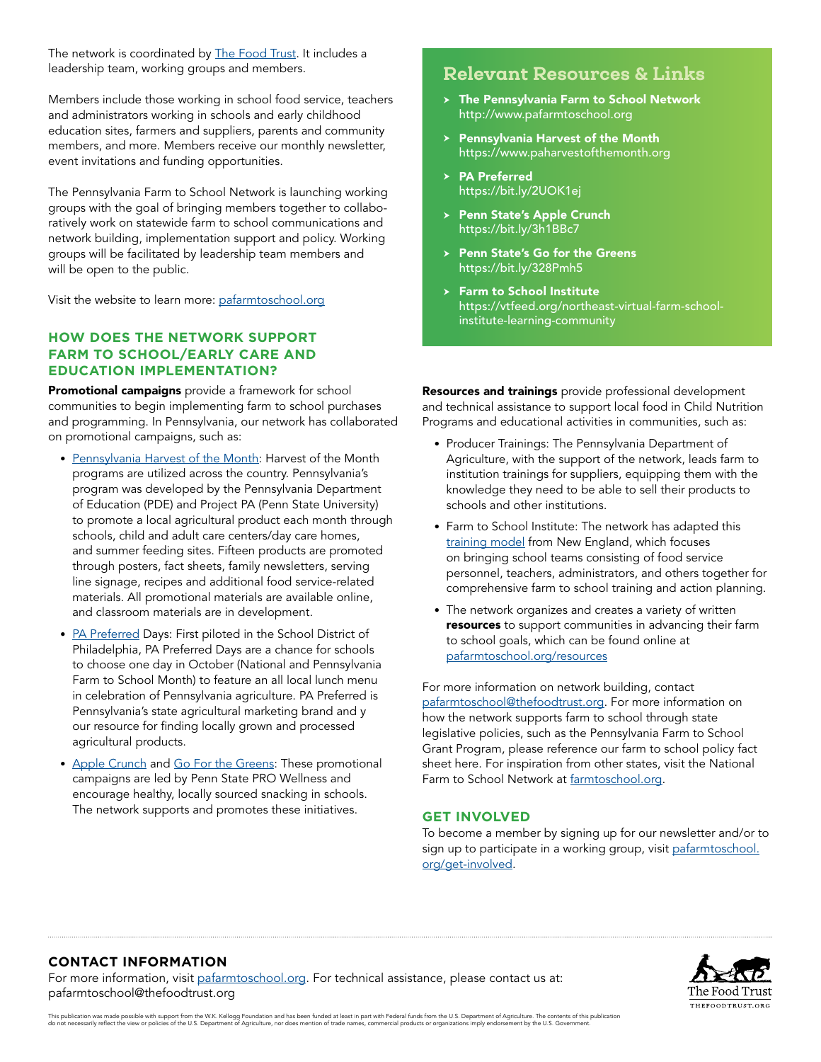The network is coordinated by [The Food Trust](). It includes a leadership team, working groups and members.

Members include those working in school food service, teachers and administrators working in schools and early childhood education sites, farmers and suppliers, parents and community members, and more. Members receive our monthly newsletter, event invitations and funding opportunities.

The Pennsylvania Farm to School Network is launching working groups with the goal of bringing members together to collaboratively work on statewide farm to school communications and network building, implementation support and policy. Working groups will be facilitated by leadership team members and will be open to the public.

Visit the website to learn more: pafarmtoschool.org

## Relevant Resources & Links

- **The Pennsylvania Farm to School Network**
  http://www.pafarmtoschool.org
- **Pennsylvania Harvest of the Month**
  https://www.paharvestofthemonth.org
- **PA Preferred**
  https://bit.ly/2UOK1ej
- **Penn State's Apple Crunch**
  https://bit.ly/3h1BBc7
- **Penn State's Go for the Greens**
  https://bit.ly/328Pmh5
- **Farm to School Institute**
  https://vtfeed.org/northeast-virtual-farm-school-institute-learning-community

## HOW DOES THE NETWORK SUPPORT FARM TO SCHOOL/EARLY CARE AND EDUCATION IMPLEMENTATION?

**Promotional campaigns** provide a framework for school communities to begin implementing farm to school purchases and programming. In Pennsylvania, our network has collaborated on promotional campaigns, such as:

- Pennsylvania Harvest of the Month: Harvest of the Month programs are utilized across the country. Pennsylvania's program was developed by the Pennsylvania Department of Education (PDE) and Project PA (Penn State University) to promote a local agricultural product each month through schools, child and adult care centers/day care homes, and summer feeding sites. Fifteen products are promoted through posters, fact sheets, family newsletters, serving line signage, recipes and additional food service-related materials. All promotional materials are available online, and classroom materials are in development.
- PA Preferred Days: First piloted in the School District of Philadelphia, PA Preferred Days are a chance for schools to choose one day in October (National and Pennsylvania Farm to School Month) to feature an all local lunch menu in celebration of Pennsylvania agriculture. PA Preferred is Pennsylvania's state agricultural marketing brand and y our resource for finding locally grown and processed agricultural products.
- Apple Crunch and Go For the Greens: These promotional campaigns are led by Penn State PRO Wellness and encourage healthy, locally sourced snacking in schools. The network supports and promotes these initiatives.

**Resources and trainings** provide professional development and technical assistance to support local food in Child Nutrition Programs and educational activities in communities, such as:

- Producer Trainings: The Pennsylvania Department of Agriculture, with the support of the network, leads farm to institution trainings for suppliers, equipping them with the knowledge they need to be able to sell their products to schools and other institutions.
- Farm to School Institute: The network has adapted this training model from New England, which focuses on bringing school teams consisting of food service personnel, teachers, administrators, and others together for comprehensive farm to school training and action planning.
- The network organizes and creates a variety of written **resources** to support communities in advancing their farm to school goals, which can be found online at pafarmtoschool.org/resources

For more information on network building, contact pafarmtoschool@thefoodtrust.org. For more information on how the network supports farm to school through state legislative policies, such as the Pennsylvania Farm to School Grant Program, please reference our farm to school policy fact sheet here. For inspiration from other states, visit the National Farm to School Network at farmtoschool.org.

## GET INVOLVED

To become a member by signing up for our newsletter and/or to sign up to participate in a working group, visit pafarmtoschool.org/get-involved.

## CONTACT INFORMATION

For more information, visit pafarmtoschool.org. For technical assistance, please contact us at: pafarmtoschool@thefoodtrust.org

The Food Trust
THEFOODTRUST.ORG

This publication was made possible with support from the W.K. Kellogg Foundation and has been funded at least in part with Federal funds from the U.S. Department of Agriculture. The contents of this publication do not necessarily reflect the view or policies of the U.S. Department of Agriculture, nor does mention of trade names, commercial products or organizations imply endorsement by the U.S. Government.